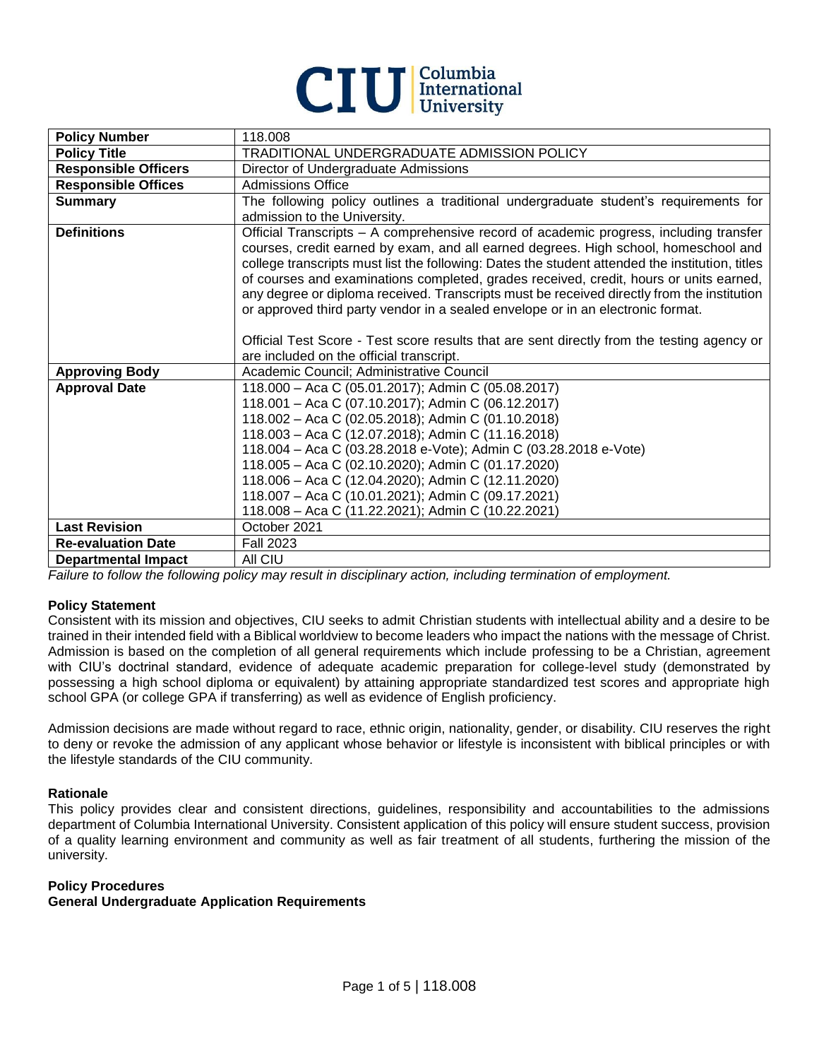CIU Columbia International University

| Policy Number | 118.008 |
|---|---|
| **Policy Title** | TRADITIONAL UNDERGRADUATE ADMISSION POLICY |
| **Responsible Officers** | Director of Undergraduate Admissions |
| **Responsible Offices** | Admissions Office |
| **Summary** | The following policy outlines a traditional undergraduate student's requirements for admission to the University. |
| **Definitions** | Official Transcripts – A comprehensive record of academic progress, including transfer courses, credit earned by exam, and all earned degrees. High school, homeschool and college transcripts must list the following: Dates the student attended the institution, titles of courses and examinations completed, grades received, credit, hours or units earned, any degree or diploma received. Transcripts must be received directly from the institution or approved third party vendor in a sealed envelope or in an electronic format.<br><br>Official Test Score - Test score results that are sent directly from the testing agency or are included on the official transcript. |
| **Approving Body** | Academic Council; Administrative Council |
| **Approval Date** | 118.000 – Aca C (05.01.2017); Admin C (05.08.2017)<br>118.001 – Aca C (07.10.2017); Admin C (06.12.2017)<br>118.002 – Aca C (02.05.2018); Admin C (01.10.2018)<br>118.003 – Aca C (12.07.2018); Admin C (11.16.2018)<br>118.004 – Aca C (03.28.2018 e-Vote); Admin C (03.28.2018 e-Vote)<br>118.005 – Aca C (02.10.2020); Admin C (01.17.2020)<br>118.006 – Aca C (12.04.2020); Admin C (12.11.2020)<br>118.007 – Aca C (10.01.2021); Admin C (09.17.2021)<br>118.008 – Aca C (11.22.2021); Admin C (10.22.2021) |
| **Last Revision** | October 2021 |
| **Re-evaluation Date** | Fall 2023 |
| **Departmental Impact** | All CIU |

*Failure to follow the following policy may result in disciplinary action, including termination of employment.*

**Policy Statement**

Consistent with its mission and objectives, CIU seeks to admit Christian students with intellectual ability and a desire to be trained in their intended field with a Biblical worldview to become leaders who impact the nations with the message of Christ. Admission is based on the completion of all general requirements which include professing to be a Christian, agreement with CIU's doctrinal standard, evidence of adequate academic preparation for college-level study (demonstrated by possessing a high school diploma or equivalent) by attaining appropriate standardized test scores and appropriate high school GPA (or college GPA if transferring) as well as evidence of English proficiency.

Admission decisions are made without regard to race, ethnic origin, nationality, gender, or disability. CIU reserves the right to deny or revoke the admission of any applicant whose behavior or lifestyle is inconsistent with biblical principles or with the lifestyle standards of the CIU community.

**Rationale**

This policy provides clear and consistent directions, guidelines, responsibility and accountabilities to the admissions department of Columbia International University. Consistent application of this policy will ensure student success, provision of a quality learning environment and community as well as fair treatment of all students, furthering the mission of the university.

**Policy Procedures**

**General Undergraduate Application Requirements**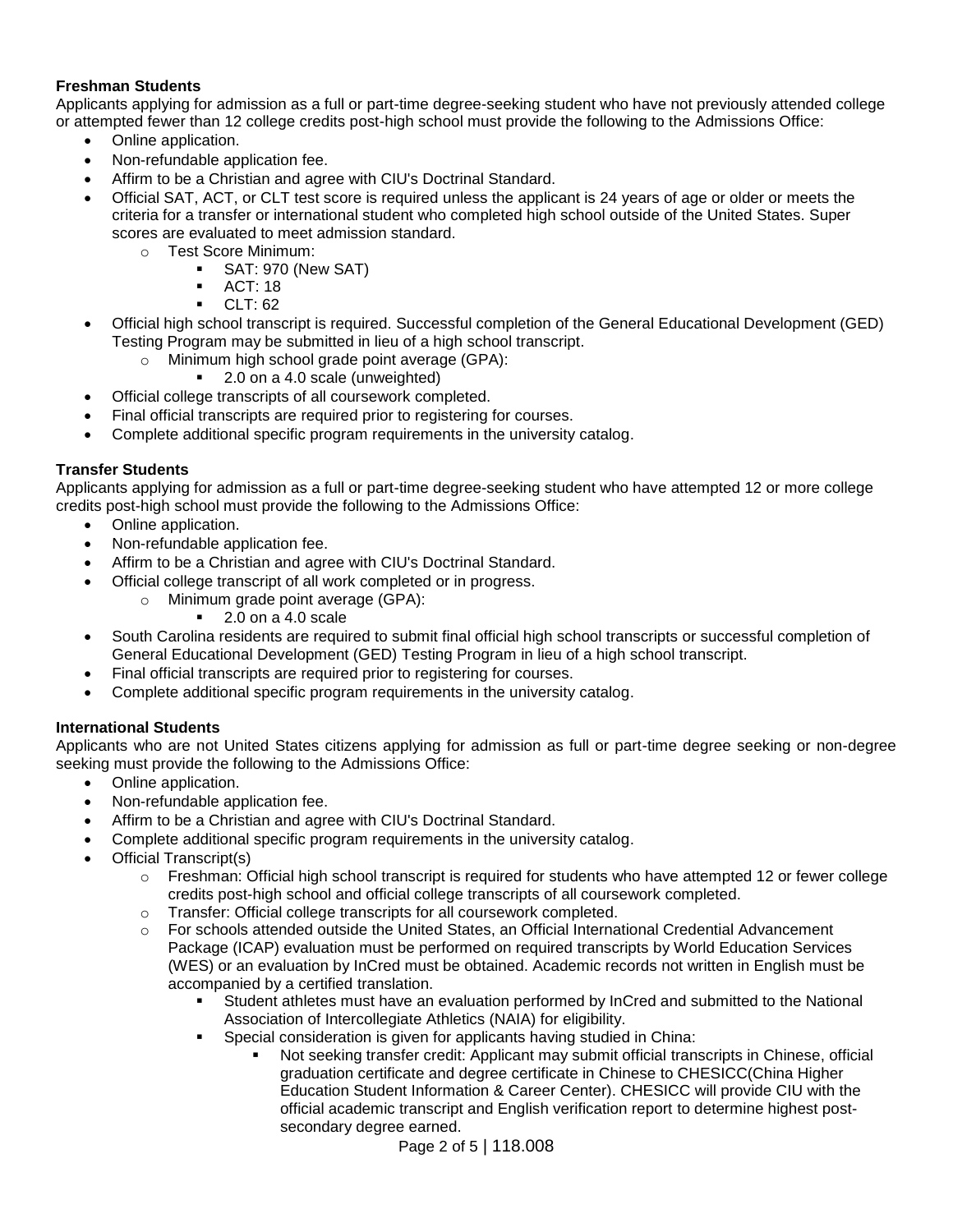**Freshman Students**

Applicants applying for admission as a full or part-time degree-seeking student who have not previously attended college or attempted fewer than 12 college credits post-high school must provide the following to the Admissions Office:

- Online application.
- Non-refundable application fee.
- Affirm to be a Christian and agree with CIU's Doctrinal Standard.
- Official SAT, ACT, or CLT test score is required unless the applicant is 24 years of age or older or meets the criteria for a transfer or international student who completed high school outside of the United States. Super scores are evaluated to meet admission standard.
    - Test Score Minimum:
        - SAT: 970 (New SAT)
        - ACT: 18
        - CLT: 62
- Official high school transcript is required. Successful completion of the General Educational Development (GED) Testing Program may be submitted in lieu of a high school transcript.
    - Minimum high school grade point average (GPA):
        - 2.0 on a 4.0 scale (unweighted)
- Official college transcripts of all coursework completed.
- Final official transcripts are required prior to registering for courses.
- Complete additional specific program requirements in the university catalog.

**Transfer Students**

Applicants applying for admission as a full or part-time degree-seeking student who have attempted 12 or more college credits post-high school must provide the following to the Admissions Office:

- Online application.
- Non-refundable application fee.
- Affirm to be a Christian and agree with CIU's Doctrinal Standard.
- Official college transcript of all work completed or in progress.
    - Minimum grade point average (GPA):
        - 2.0 on a 4.0 scale
- South Carolina residents are required to submit final official high school transcripts or successful completion of General Educational Development (GED) Testing Program in lieu of a high school transcript.
- Final official transcripts are required prior to registering for courses.
- Complete additional specific program requirements in the university catalog.

**International Students**

Applicants who are not United States citizens applying for admission as full or part-time degree seeking or non-degree seeking must provide the following to the Admissions Office:

- Online application.
- Non-refundable application fee.
- Affirm to be a Christian and agree with CIU's Doctrinal Standard.
- Complete additional specific program requirements in the university catalog.
- Official Transcript(s)
    - Freshman: Official high school transcript is required for students who have attempted 12 or fewer college credits post-high school and official college transcripts of all coursework completed.
    - Transfer: Official college transcripts for all coursework completed.
    - For schools attended outside the United States, an Official International Credential Advancement Package (ICAP) evaluation must be performed on required transcripts by World Education Services (WES) or an evaluation by InCred must be obtained. Academic records not written in English must be accompanied by a certified translation.
        - Student athletes must have an evaluation performed by InCred and submitted to the National Association of Intercollegiate Athletics (NAIA) for eligibility.
        - Special consideration is given for applicants having studied in China:
            - Not seeking transfer credit: Applicant may submit official transcripts in Chinese, official graduation certificate and degree certificate in Chinese to CHESICC(China Higher Education Student Information & Career Center). CHESICC will provide CIU with the official academic transcript and English verification report to determine highest post-secondary degree earned.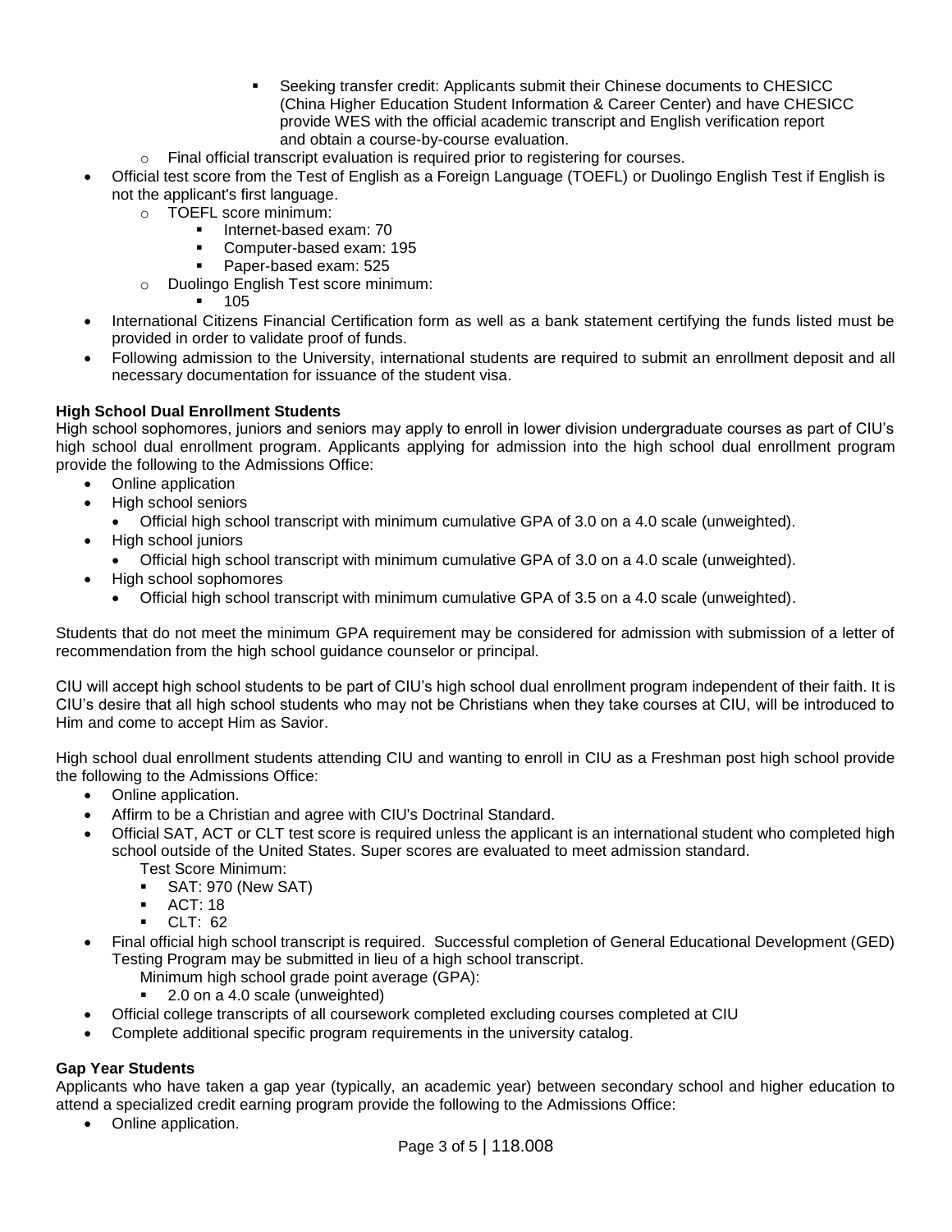- Seeking transfer credit: Applicants submit their Chinese documents to CHESICC (China Higher Education Student Information & Career Center) and have CHESICC provide WES with the official academic transcript and English verification report and obtain a course-by-course evaluation.
    - Final official transcript evaluation is required prior to registering for courses.
- Official test score from the Test of English as a Foreign Language (TOEFL) or Duolingo English Test if English is not the applicant's first language.
    - TOEFL score minimum:
        - Internet-based exam: 70
        - Computer-based exam: 195
        - Paper-based exam: 525
    - Duolingo English Test score minimum:
        - 105
- International Citizens Financial Certification form as well as a bank statement certifying the funds listed must be provided in order to validate proof of funds.
- Following admission to the University, international students are required to submit an enrollment deposit and all necessary documentation for issuance of the student visa.

**High School Dual Enrollment Students**

High school sophomores, juniors and seniors may apply to enroll in lower division undergraduate courses as part of CIU's high school dual enrollment program. Applicants applying for admission into the high school dual enrollment program provide the following to the Admissions Office:

- Online application
- High school seniors
    - Official high school transcript with minimum cumulative GPA of 3.0 on a 4.0 scale (unweighted).
- High school juniors
    - Official high school transcript with minimum cumulative GPA of 3.0 on a 4.0 scale (unweighted).
- High school sophomores
    - Official high school transcript with minimum cumulative GPA of 3.5 on a 4.0 scale (unweighted).

Students that do not meet the minimum GPA requirement may be considered for admission with submission of a letter of recommendation from the high school guidance counselor or principal.

CIU will accept high school students to be part of CIU's high school dual enrollment program independent of their faith. It is CIU's desire that all high school students who may not be Christians when they take courses at CIU, will be introduced to Him and come to accept Him as Savior.

High school dual enrollment students attending CIU and wanting to enroll in CIU as a Freshman post high school provide the following to the Admissions Office:

- Online application.
- Affirm to be a Christian and agree with CIU's Doctrinal Standard.
- Official SAT, ACT or CLT test score is required unless the applicant is an international student who completed high school outside of the United States. Super scores are evaluated to meet admission standard.
  Test Score Minimum:
    - SAT: 970 (New SAT)
    - ACT: 18
    - CLT: 62
- Final official high school transcript is required. Successful completion of General Educational Development (GED) Testing Program may be submitted in lieu of a high school transcript.
  Minimum high school grade point average (GPA):
    - 2.0 on a 4.0 scale (unweighted)
- Official college transcripts of all coursework completed excluding courses completed at CIU
- Complete additional specific program requirements in the university catalog.

**Gap Year Students**

Applicants who have taken a gap year (typically, an academic year) between secondary school and higher education to attend a specialized credit earning program provide the following to the Admissions Office:

- Online application.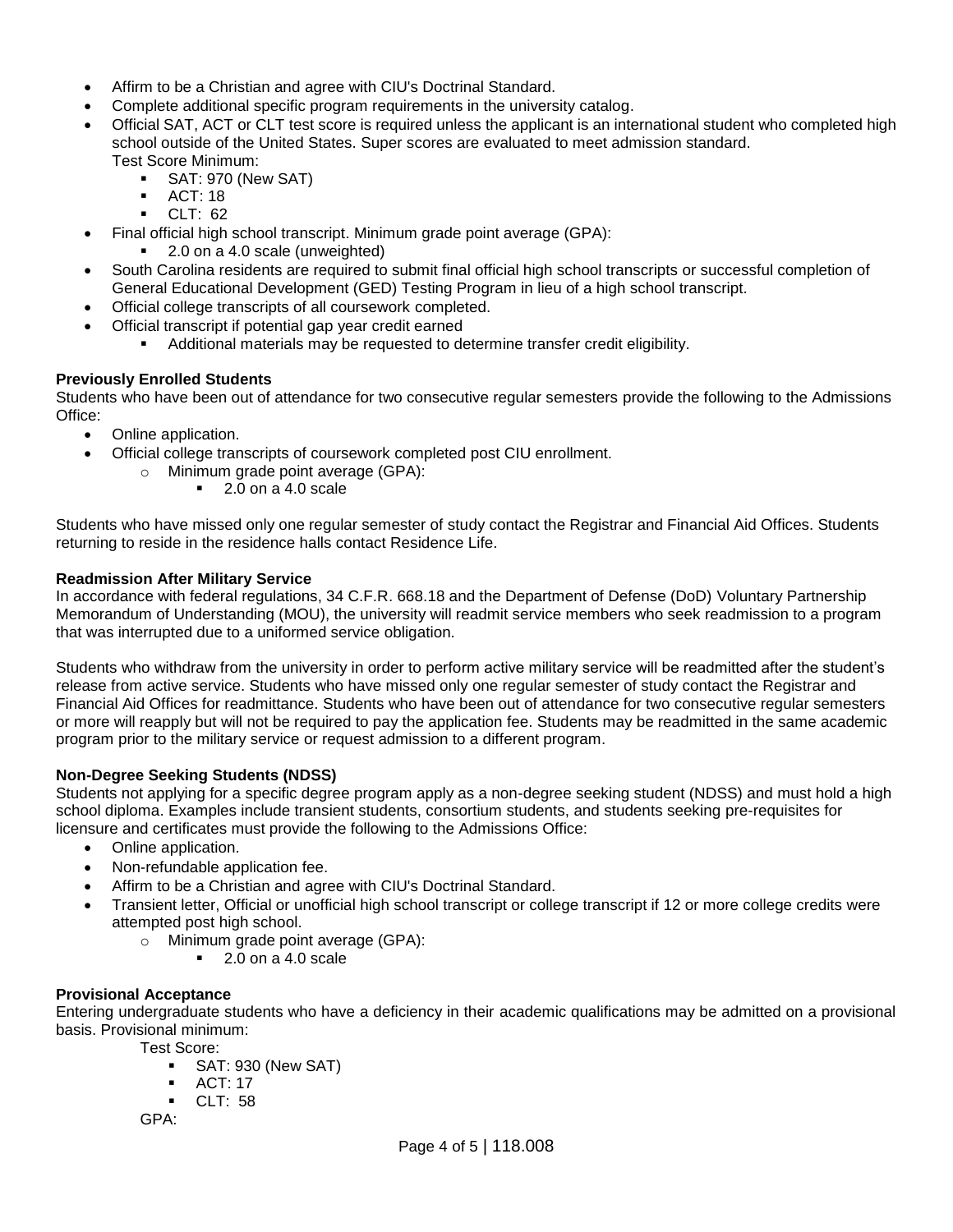- Affirm to be a Christian and agree with CIU's Doctrinal Standard.
- Complete additional specific program requirements in the university catalog.
- Official SAT, ACT or CLT test score is required unless the applicant is an international student who completed high school outside of the United States. Super scores are evaluated to meet admission standard.
  Test Score Minimum:
    - SAT: 970 (New SAT)
    - ACT: 18
    - CLT: 62
- Final official high school transcript. Minimum grade point average (GPA):
    - 2.0 on a 4.0 scale (unweighted)
- South Carolina residents are required to submit final official high school transcripts or successful completion of General Educational Development (GED) Testing Program in lieu of a high school transcript.
- Official college transcripts of all coursework completed.
- Official transcript if potential gap year credit earned
    - Additional materials may be requested to determine transfer credit eligibility.

**Previously Enrolled Students**

Students who have been out of attendance for two consecutive regular semesters provide the following to the Admissions Office:

- Online application.
- Official college transcripts of coursework completed post CIU enrollment.
    - Minimum grade point average (GPA):
        - 2.0 on a 4.0 scale

Students who have missed only one regular semester of study contact the Registrar and Financial Aid Offices. Students returning to reside in the residence halls contact Residence Life.

**Readmission After Military Service**

In accordance with federal regulations, 34 C.F.R. 668.18 and the Department of Defense (DoD) Voluntary Partnership Memorandum of Understanding (MOU), the university will readmit service members who seek readmission to a program that was interrupted due to a uniformed service obligation.

Students who withdraw from the university in order to perform active military service will be readmitted after the student's release from active service. Students who have missed only one regular semester of study contact the Registrar and Financial Aid Offices for readmittance. Students who have been out of attendance for two consecutive regular semesters or more will reapply but will not be required to pay the application fee. Students may be readmitted in the same academic program prior to the military service or request admission to a different program.

**Non-Degree Seeking Students (NDSS)**

Students not applying for a specific degree program apply as a non-degree seeking student (NDSS) and must hold a high school diploma. Examples include transient students, consortium students, and students seeking pre-requisites for licensure and certificates must provide the following to the Admissions Office:

- Online application.
- Non-refundable application fee.
- Affirm to be a Christian and agree with CIU's Doctrinal Standard.
- Transient letter, Official or unofficial high school transcript or college transcript if 12 or more college credits were attempted post high school.
    - Minimum grade point average (GPA):
        - 2.0 on a 4.0 scale

**Provisional Acceptance**

Entering undergraduate students who have a deficiency in their academic qualifications may be admitted on a provisional basis. Provisional minimum:

Test Score:

- SAT: 930 (New SAT)
- ACT: 17
- CLT: 58

GPA: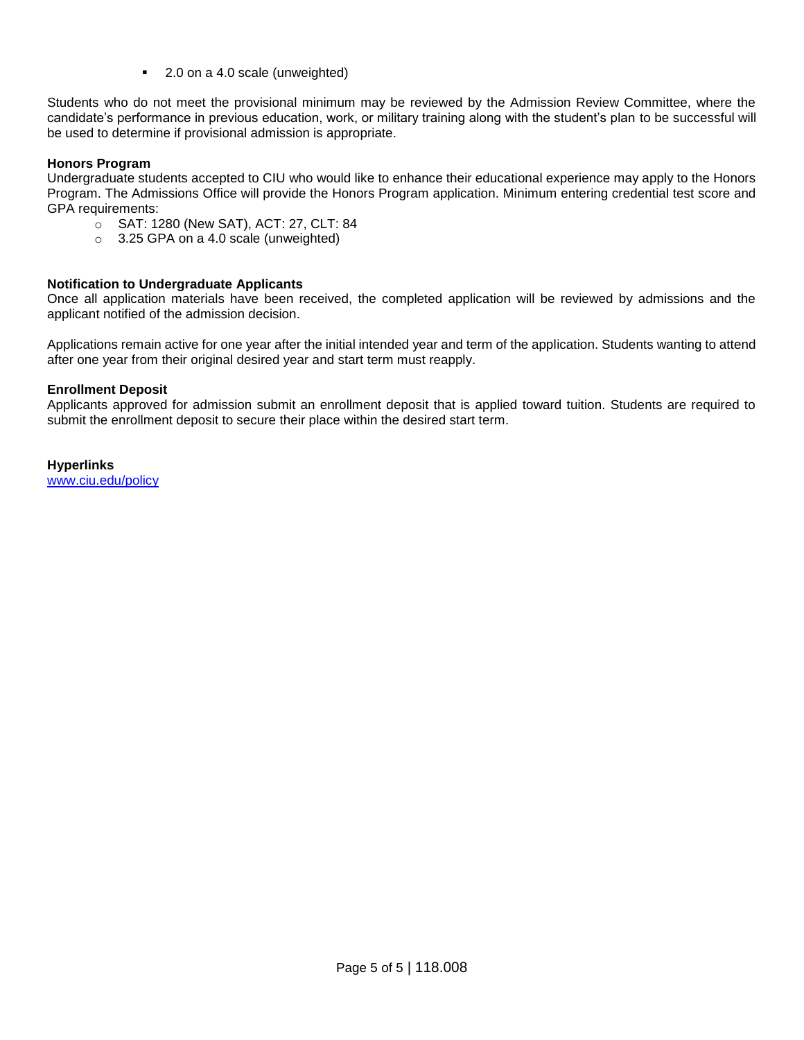- 2.0 on a 4.0 scale (unweighted)

Students who do not meet the provisional minimum may be reviewed by the Admission Review Committee, where the candidate's performance in previous education, work, or military training along with the student's plan to be successful will be used to determine if provisional admission is appropriate.

**Honors Program**

Undergraduate students accepted to CIU who would like to enhance their educational experience may apply to the Honors Program. The Admissions Office will provide the Honors Program application. Minimum entering credential test score and GPA requirements:

- SAT: 1280 (New SAT), ACT: 27, CLT: 84
- 3.25 GPA on a 4.0 scale (unweighted)

**Notification to Undergraduate Applicants**

Once all application materials have been received, the completed application will be reviewed by admissions and the applicant notified of the admission decision.

Applications remain active for one year after the initial intended year and term of the application. Students wanting to attend after one year from their original desired year and start term must reapply.

**Enrollment Deposit**

Applicants approved for admission submit an enrollment deposit that is applied toward tuition. Students are required to submit the enrollment deposit to secure their place within the desired start term.

**Hyperlinks**

[www.ciu.edu/policy](http://www.ciu.edu/policy)